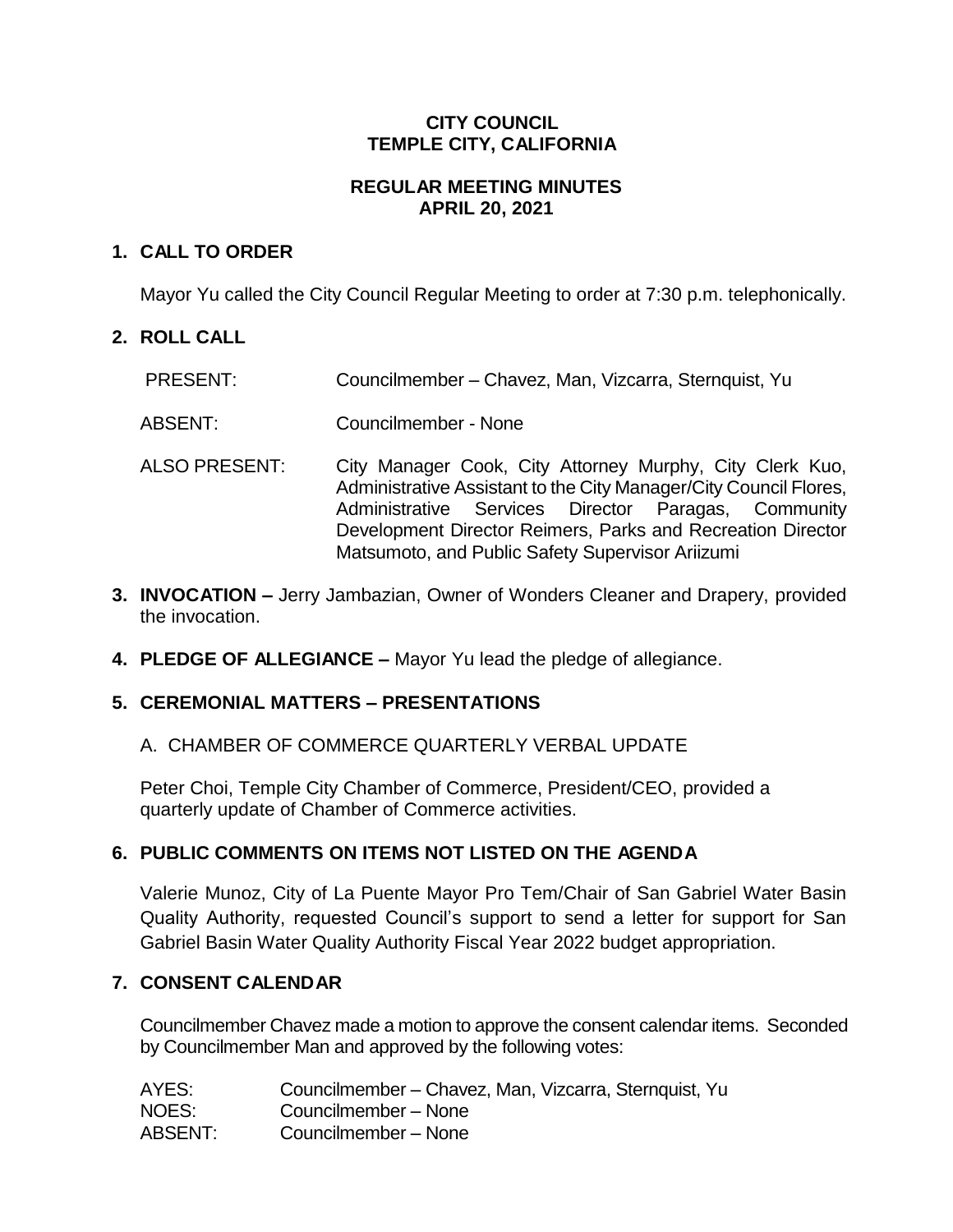# CITY COUNCIL
# TEMPLE CITY, CALIFORNIA

## REGULAR MEETING MINUTES
## APRIL 20, 2021

### 1. CALL TO ORDER

Mayor Yu called the City Council Regular Meeting to order at 7:30 p.m. telephonically.

### 2. ROLL CALL

| | |
|---|---|
| PRESENT: | Councilmember – Chavez, Man, Vizcarra, Sternquist, Yu |
| ABSENT: | Councilmember - None |
| ALSO PRESENT: | City Manager Cook, City Attorney Murphy, City Clerk Kuo, Administrative Assistant to the City Manager/City Council Flores, Administrative Services Director Paragas, Community Development Director Reimers, Parks and Recreation Director Matsumoto, and Public Safety Supervisor Ariizumi |

### 3. INVOCATION – Jerry Jambazian, Owner of Wonders Cleaner and Drapery, provided the invocation.

### 4. PLEDGE OF ALLEGIANCE – Mayor Yu lead the pledge of allegiance.

### 5. CEREMONIAL MATTERS – PRESENTATIONS

A. CHAMBER OF COMMERCE QUARTERLY VERBAL UPDATE

Peter Choi, Temple City Chamber of Commerce, President/CEO, provided a quarterly update of Chamber of Commerce activities.

### 6. PUBLIC COMMENTS ON ITEMS NOT LISTED ON THE AGENDA

Valerie Munoz, City of La Puente Mayor Pro Tem/Chair of San Gabriel Water Basin Quality Authority, requested Council's support to send a letter for support for San Gabriel Basin Water Quality Authority Fiscal Year 2022 budget appropriation.

### 7. CONSENT CALENDAR

Councilmember Chavez made a motion to approve the consent calendar items. Seconded by Councilmember Man and approved by the following votes:

| | |
|---|---|
| AYES: | Councilmember – Chavez, Man, Vizcarra, Sternquist, Yu |
| NOES: | Councilmember – None |
| ABSENT: | Councilmember – None |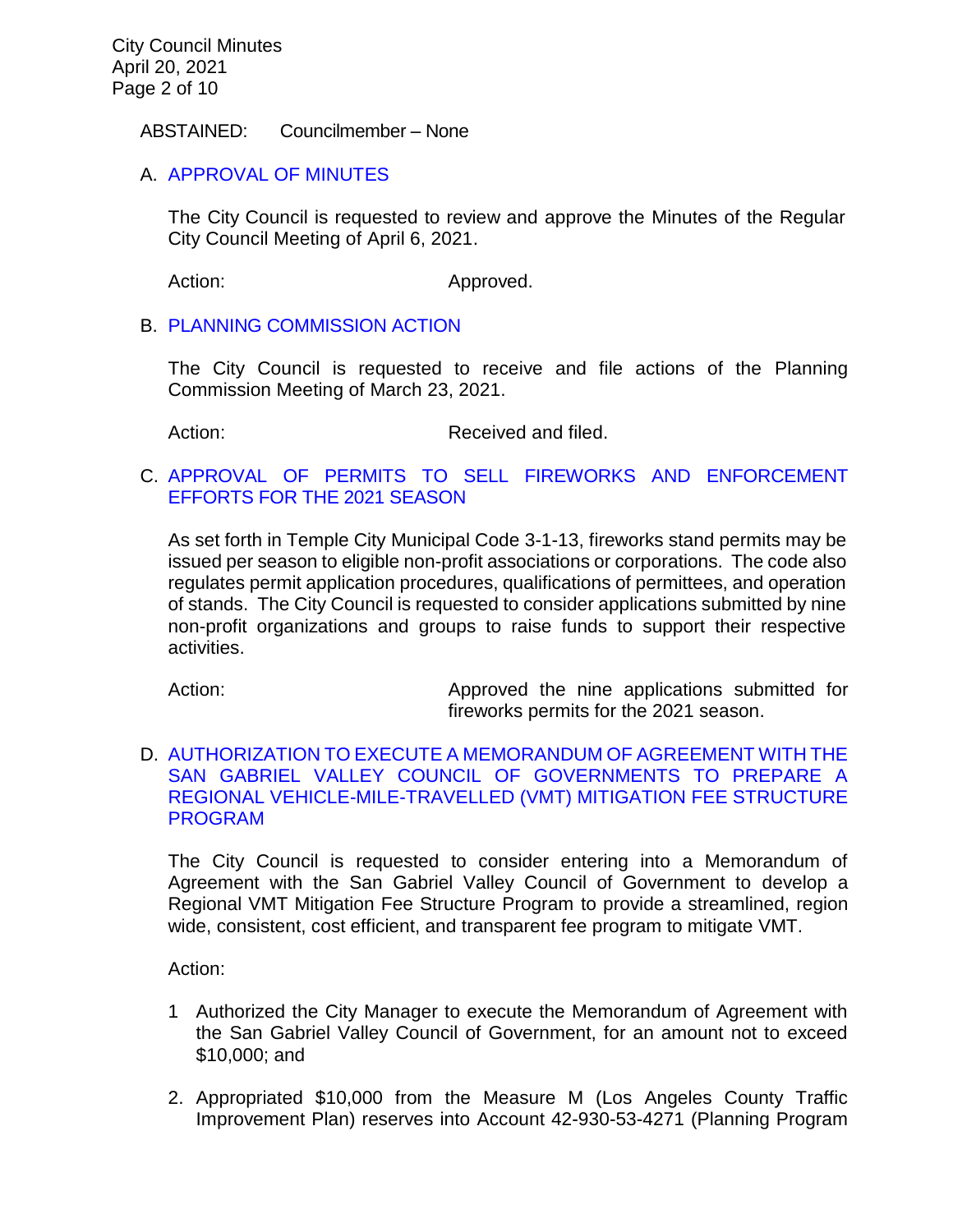ABSTAINED: Councilmember – None

A. APPROVAL OF MINUTES

The City Council is requested to review and approve the Minutes of the Regular City Council Meeting of April 6, 2021.

Action: Approved.

B. PLANNING COMMISSION ACTION

The City Council is requested to receive and file actions of the Planning Commission Meeting of March 23, 2021.

Action: Received and filed.

C. APPROVAL OF PERMITS TO SELL FIREWORKS AND ENFORCEMENT EFFORTS FOR THE 2021 SEASON

As set forth in Temple City Municipal Code 3-1-13, fireworks stand permits may be issued per season to eligible non-profit associations or corporations. The code also regulates permit application procedures, qualifications of permittees, and operation of stands. The City Council is requested to consider applications submitted by nine non-profit organizations and groups to raise funds to support their respective activities.

Action: Approved the nine applications submitted for fireworks permits for the 2021 season.

D. AUTHORIZATION TO EXECUTE A MEMORANDUM OF AGREEMENT WITH THE SAN GABRIEL VALLEY COUNCIL OF GOVERNMENTS TO PREPARE A REGIONAL VEHICLE-MILE-TRAVELLED (VMT) MITIGATION FEE STRUCTURE PROGRAM

The City Council is requested to consider entering into a Memorandum of Agreement with the San Gabriel Valley Council of Government to develop a Regional VMT Mitigation Fee Structure Program to provide a streamlined, region wide, consistent, cost efficient, and transparent fee program to mitigate VMT.

Action:

1 Authorized the City Manager to execute the Memorandum of Agreement with the San Gabriel Valley Council of Government, for an amount not to exceed $10,000; and

2. Appropriated $10,000 from the Measure M (Los Angeles County Traffic Improvement Plan) reserves into Account 42-930-53-4271 (Planning Program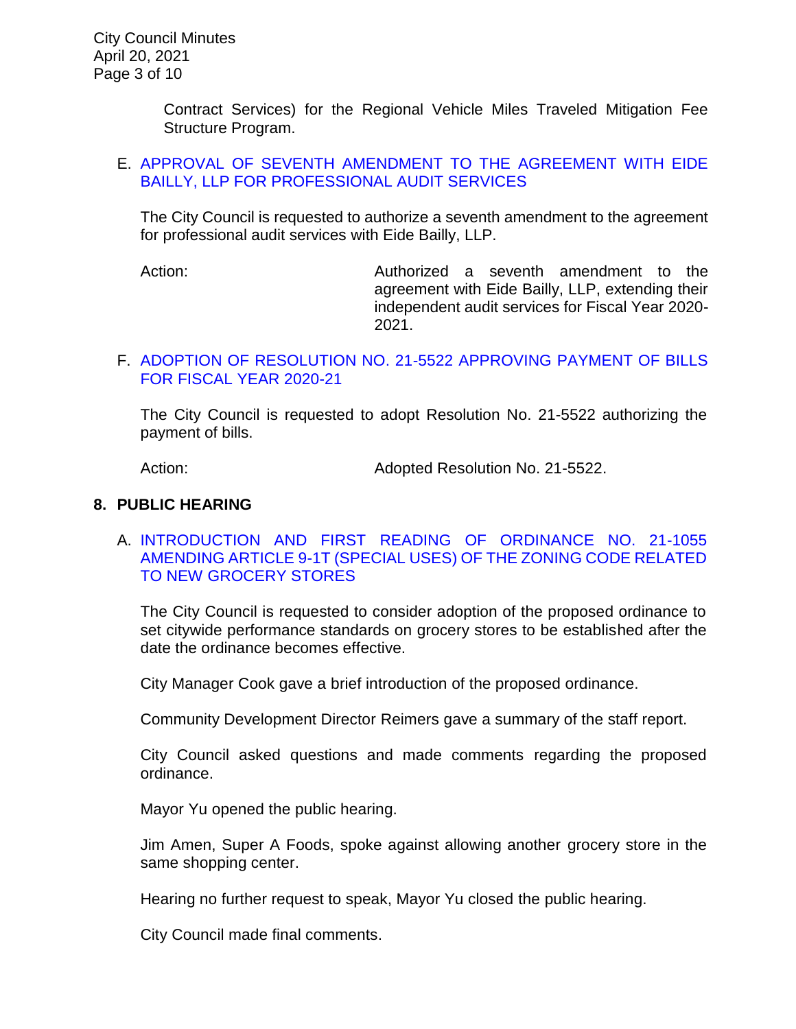Contract Services) for the Regional Vehicle Miles Traveled Mitigation Fee Structure Program.

E. APPROVAL OF SEVENTH AMENDMENT TO THE AGREEMENT WITH EIDE BAILLY, LLP FOR PROFESSIONAL AUDIT SERVICES

The City Council is requested to authorize a seventh amendment to the agreement for professional audit services with Eide Bailly, LLP.

Action: Authorized a seventh amendment to the agreement with Eide Bailly, LLP, extending their independent audit services for Fiscal Year 2020-2021.

F. ADOPTION OF RESOLUTION NO. 21-5522 APPROVING PAYMENT OF BILLS FOR FISCAL YEAR 2020-21

The City Council is requested to adopt Resolution No. 21-5522 authorizing the payment of bills.

Action: Adopted Resolution No. 21-5522.

## 8. PUBLIC HEARING

A. INTRODUCTION AND FIRST READING OF ORDINANCE NO. 21-1055 AMENDING ARTICLE 9-1T (SPECIAL USES) OF THE ZONING CODE RELATED TO NEW GROCERY STORES

The City Council is requested to consider adoption of the proposed ordinance to set citywide performance standards on grocery stores to be established after the date the ordinance becomes effective.

City Manager Cook gave a brief introduction of the proposed ordinance.

Community Development Director Reimers gave a summary of the staff report.

City Council asked questions and made comments regarding the proposed ordinance.

Mayor Yu opened the public hearing.

Jim Amen, Super A Foods, spoke against allowing another grocery store in the same shopping center.

Hearing no further request to speak, Mayor Yu closed the public hearing.

City Council made final comments.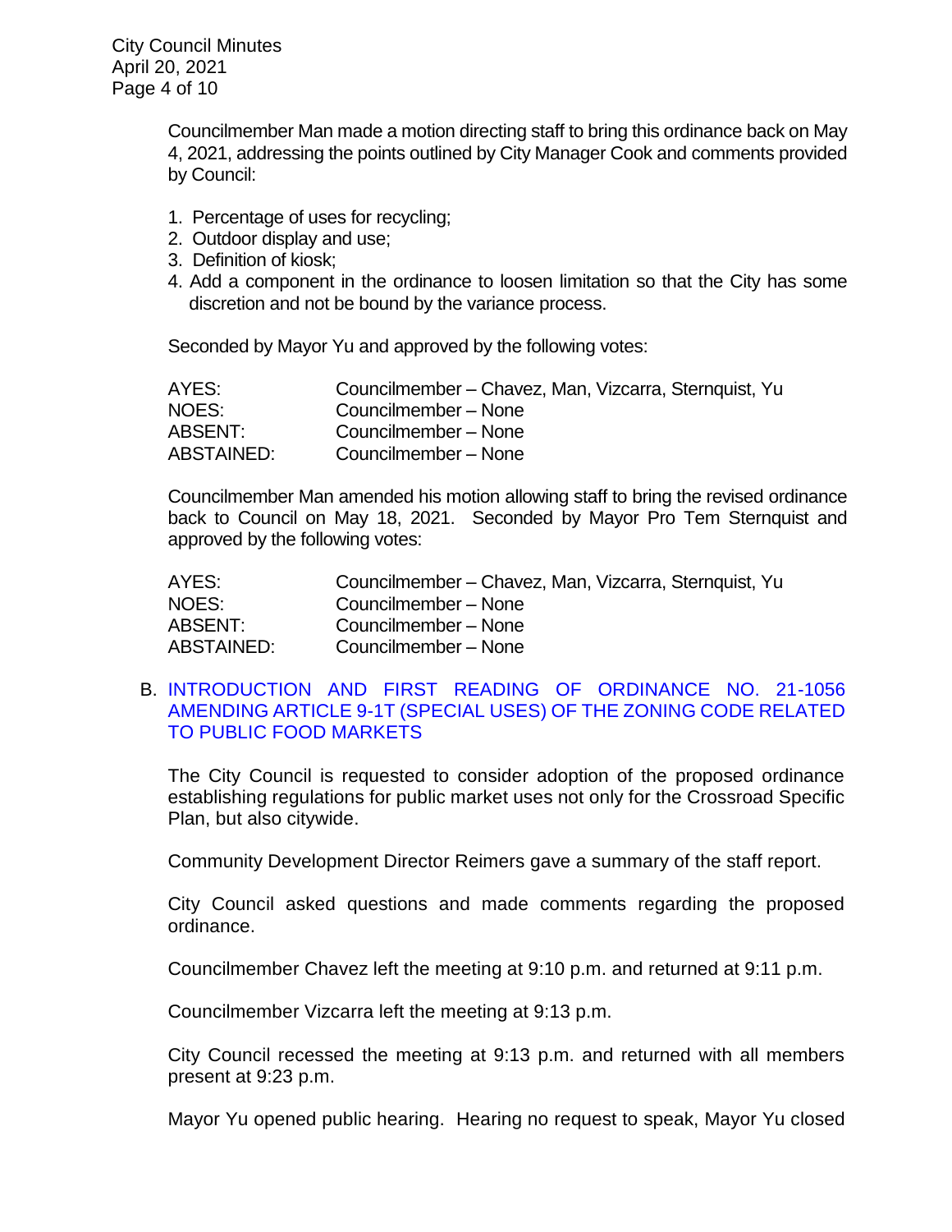Councilmember Man made a motion directing staff to bring this ordinance back on May 4, 2021, addressing the points outlined by City Manager Cook and comments provided by Council:

1. Percentage of uses for recycling;
2. Outdoor display and use;
3. Definition of kiosk;
4. Add a component in the ordinance to loosen limitation so that the City has some discretion and not be bound by the variance process.

Seconded by Mayor Yu and approved by the following votes:

| | |
|---|---|
| AYES: | Councilmember – Chavez, Man, Vizcarra, Sternquist, Yu |
| NOES: | Councilmember – None |
| ABSENT: | Councilmember – None |
| ABSTAINED: | Councilmember – None |

Councilmember Man amended his motion allowing staff to bring the revised ordinance back to Council on May 18, 2021. Seconded by Mayor Pro Tem Sternquist and approved by the following votes:

| | |
|---|---|
| AYES: | Councilmember – Chavez, Man, Vizcarra, Sternquist, Yu |
| NOES: | Councilmember – None |
| ABSENT: | Councilmember – None |
| ABSTAINED: | Councilmember – None |

B. INTRODUCTION AND FIRST READING OF ORDINANCE NO. 21-1056 AMENDING ARTICLE 9-1T (SPECIAL USES) OF THE ZONING CODE RELATED TO PUBLIC FOOD MARKETS

The City Council is requested to consider adoption of the proposed ordinance establishing regulations for public market uses not only for the Crossroad Specific Plan, but also citywide.

Community Development Director Reimers gave a summary of the staff report.

City Council asked questions and made comments regarding the proposed ordinance.

Councilmember Chavez left the meeting at 9:10 p.m. and returned at 9:11 p.m.

Councilmember Vizcarra left the meeting at 9:13 p.m.

City Council recessed the meeting at 9:13 p.m. and returned with all members present at 9:23 p.m.

Mayor Yu opened public hearing. Hearing no request to speak, Mayor Yu closed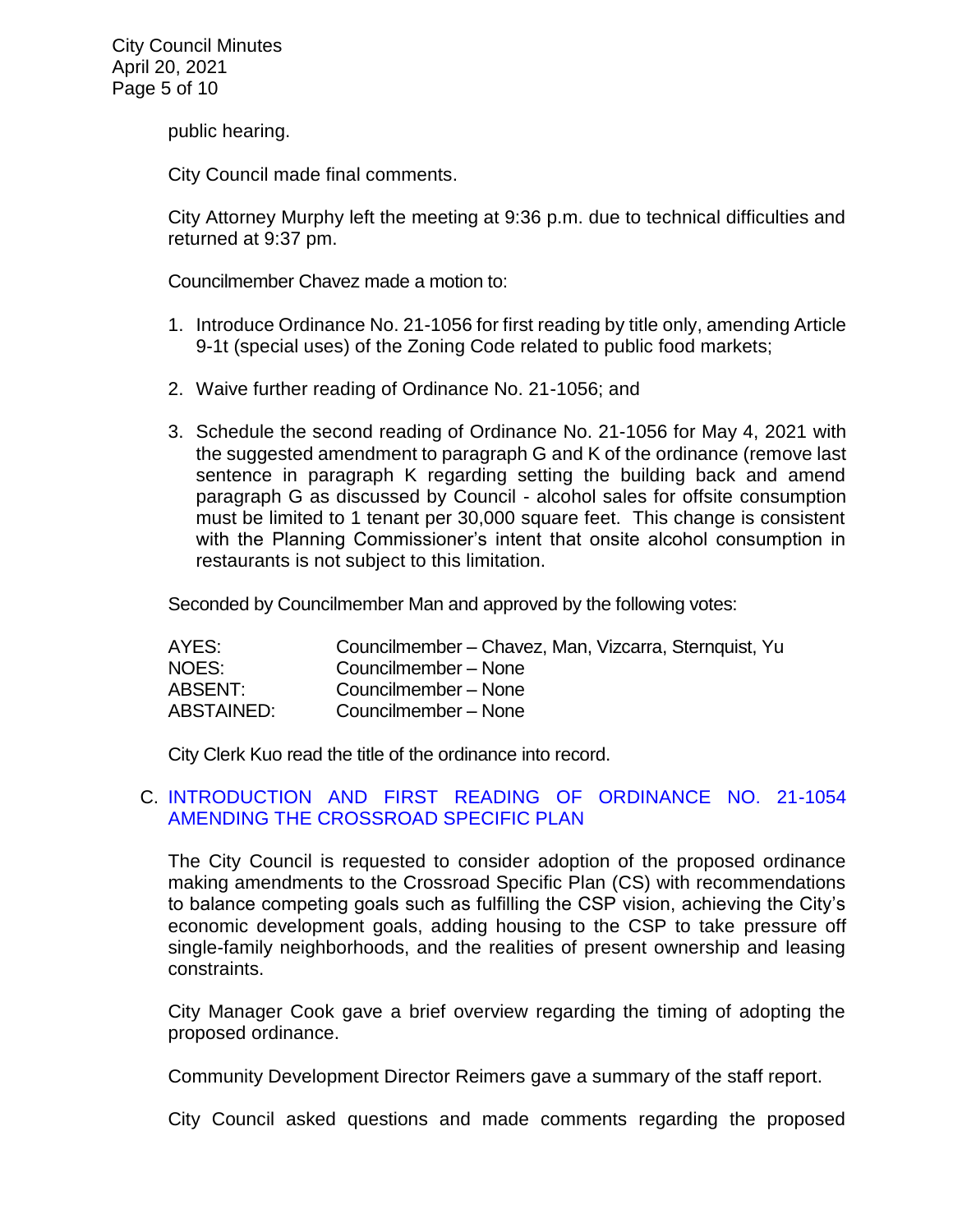public hearing.

City Council made final comments.

City Attorney Murphy left the meeting at 9:36 p.m. due to technical difficulties and returned at 9:37 pm.

Councilmember Chavez made a motion to:

1. Introduce Ordinance No. 21-1056 for first reading by title only, amending Article 9-1t (special uses) of the Zoning Code related to public food markets;

2. Waive further reading of Ordinance No. 21-1056; and

3. Schedule the second reading of Ordinance No. 21-1056 for May 4, 2021 with the suggested amendment to paragraph G and K of the ordinance (remove last sentence in paragraph K regarding setting the building back and amend paragraph G as discussed by Council - alcohol sales for offsite consumption must be limited to 1 tenant per 30,000 square feet. This change is consistent with the Planning Commissioner's intent that onsite alcohol consumption in restaurants is not subject to this limitation.

Seconded by Councilmember Man and approved by the following votes:

| | |
|---|---|
| AYES: | Councilmember – Chavez, Man, Vizcarra, Sternquist, Yu |
| NOES: | Councilmember – None |
| ABSENT: | Councilmember – None |
| ABSTAINED: | Councilmember – None |

City Clerk Kuo read the title of the ordinance into record.

C. INTRODUCTION AND FIRST READING OF ORDINANCE NO. 21-1054 AMENDING THE CROSSROAD SPECIFIC PLAN

The City Council is requested to consider adoption of the proposed ordinance making amendments to the Crossroad Specific Plan (CS) with recommendations to balance competing goals such as fulfilling the CSP vision, achieving the City's economic development goals, adding housing to the CSP to take pressure off single-family neighborhoods, and the realities of present ownership and leasing constraints.

City Manager Cook gave a brief overview regarding the timing of adopting the proposed ordinance.

Community Development Director Reimers gave a summary of the staff report.

City Council asked questions and made comments regarding the proposed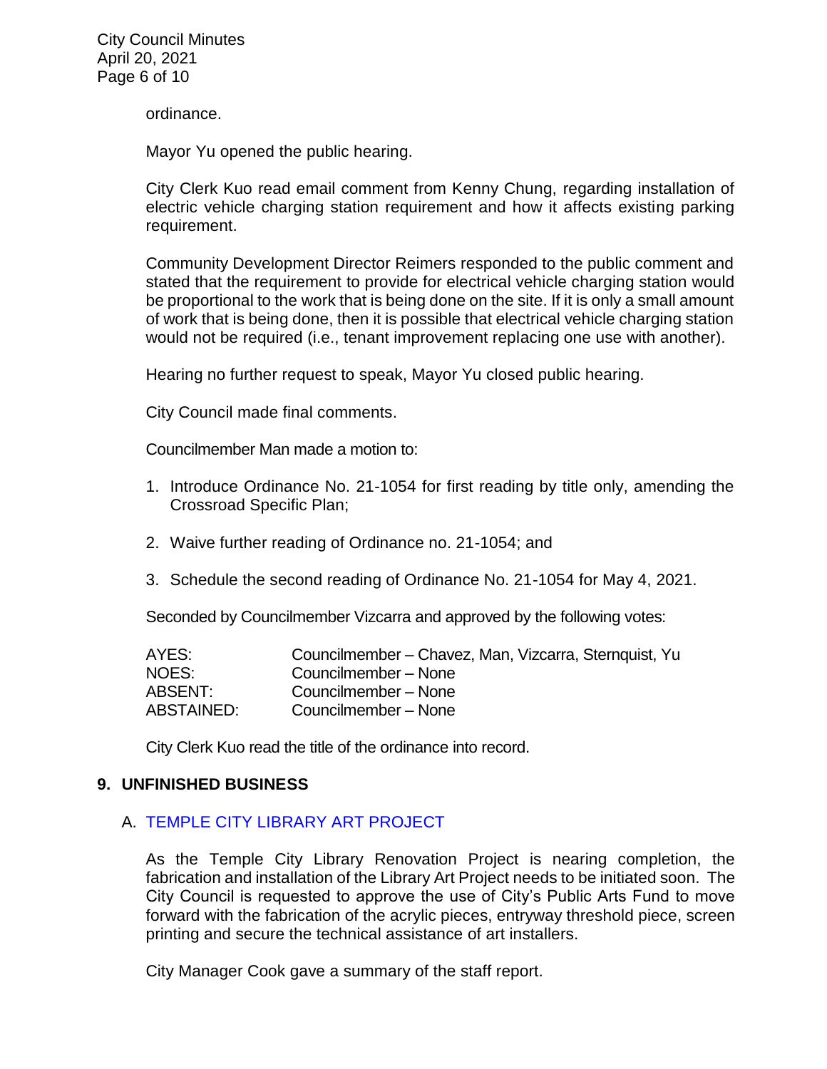ordinance.

Mayor Yu opened the public hearing.

City Clerk Kuo read email comment from Kenny Chung, regarding installation of electric vehicle charging station requirement and how it affects existing parking requirement.

Community Development Director Reimers responded to the public comment and stated that the requirement to provide for electrical vehicle charging station would be proportional to the work that is being done on the site. If it is only a small amount of work that is being done, then it is possible that electrical vehicle charging station would not be required (i.e., tenant improvement replacing one use with another).

Hearing no further request to speak, Mayor Yu closed public hearing.

City Council made final comments.

Councilmember Man made a motion to:

1. Introduce Ordinance No. 21-1054 for first reading by title only, amending the Crossroad Specific Plan;

2. Waive further reading of Ordinance no. 21-1054; and

3. Schedule the second reading of Ordinance No. 21-1054 for May 4, 2021.

Seconded by Councilmember Vizcarra and approved by the following votes:

| | |
|---|---|
| AYES: | Councilmember – Chavez, Man, Vizcarra, Sternquist, Yu |
| NOES: | Councilmember – None |
| ABSENT: | Councilmember – None |
| ABSTAINED: | Councilmember – None |

City Clerk Kuo read the title of the ordinance into record.

## 9. UNFINISHED BUSINESS

### A. TEMPLE CITY LIBRARY ART PROJECT

As the Temple City Library Renovation Project is nearing completion, the fabrication and installation of the Library Art Project needs to be initiated soon. The City Council is requested to approve the use of City's Public Arts Fund to move forward with the fabrication of the acrylic pieces, entryway threshold piece, screen printing and secure the technical assistance of art installers.

City Manager Cook gave a summary of the staff report.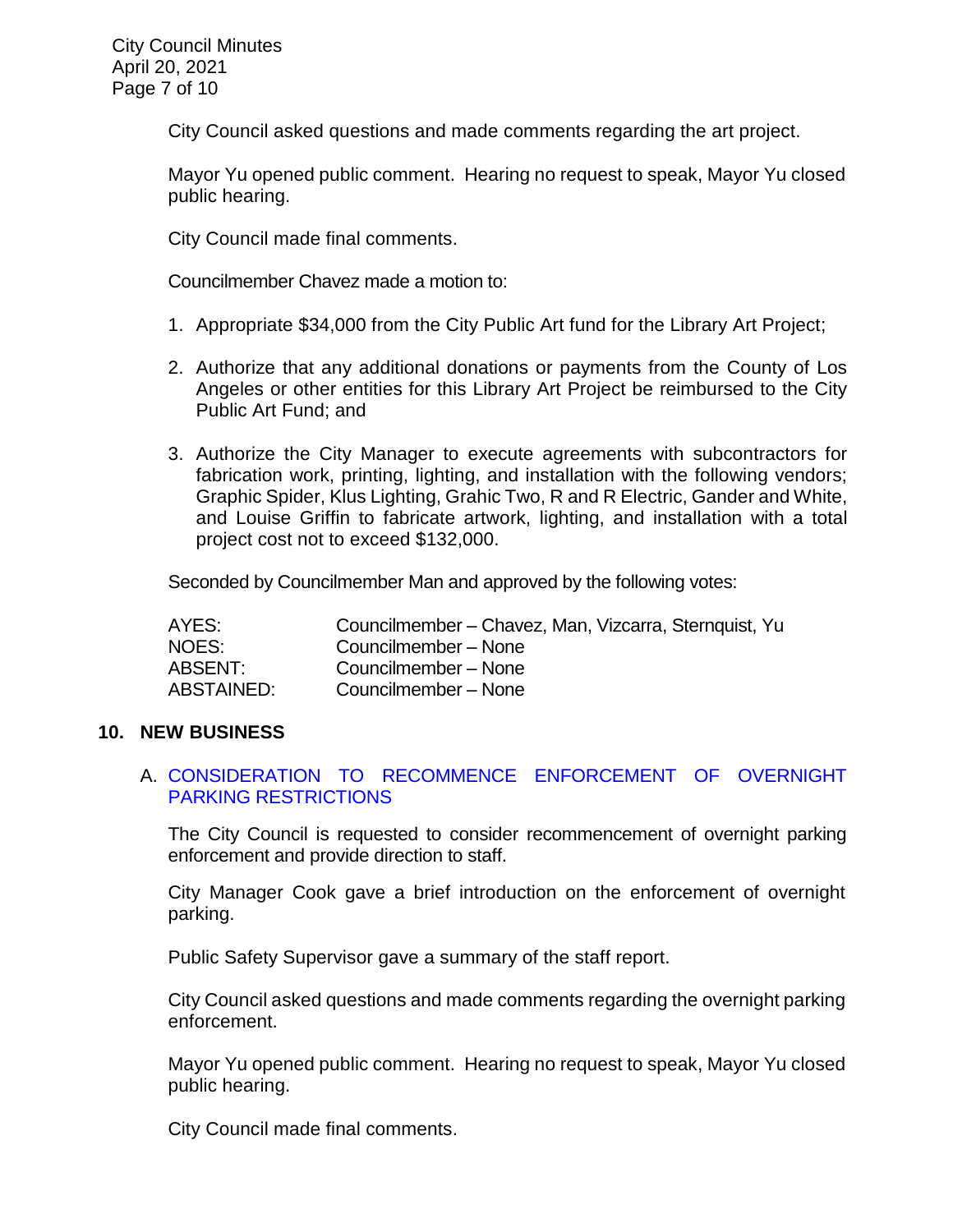City Council asked questions and made comments regarding the art project.

Mayor Yu opened public comment. Hearing no request to speak, Mayor Yu closed public hearing.

City Council made final comments.

Councilmember Chavez made a motion to:

1. Appropriate $34,000 from the City Public Art fund for the Library Art Project;
2. Authorize that any additional donations or payments from the County of Los Angeles or other entities for this Library Art Project be reimbursed to the City Public Art Fund; and
3. Authorize the City Manager to execute agreements with subcontractors for fabrication work, printing, lighting, and installation with the following vendors; Graphic Spider, Klus Lighting, Grahic Two, R and R Electric, Gander and White, and Louise Griffin to fabricate artwork, lighting, and installation with a total project cost not to exceed $132,000.

Seconded by Councilmember Man and approved by the following votes:

| | |
|---|---|
| AYES: | Councilmember – Chavez, Man, Vizcarra, Sternquist, Yu |
| NOES: | Councilmember – None |
| ABSENT: | Councilmember – None |
| ABSTAINED: | Councilmember – None |

## 10. NEW BUSINESS

### A. CONSIDERATION TO RECOMMENCE ENFORCEMENT OF OVERNIGHT PARKING RESTRICTIONS

The City Council is requested to consider recommencement of overnight parking enforcement and provide direction to staff.

City Manager Cook gave a brief introduction on the enforcement of overnight parking.

Public Safety Supervisor gave a summary of the staff report.

City Council asked questions and made comments regarding the overnight parking enforcement.

Mayor Yu opened public comment. Hearing no request to speak, Mayor Yu closed public hearing.

City Council made final comments.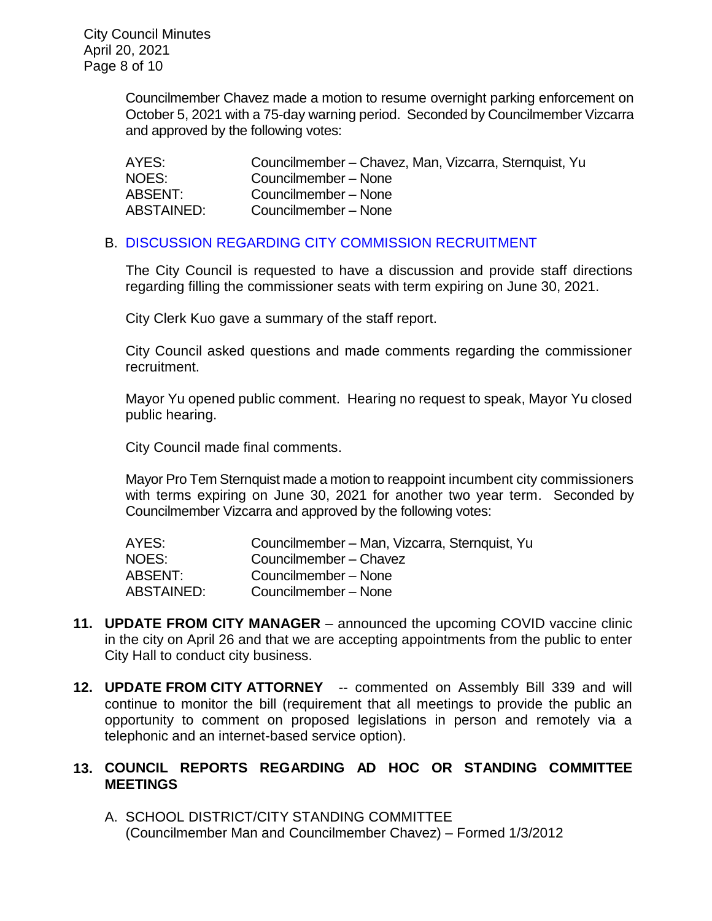Councilmember Chavez made a motion to resume overnight parking enforcement on October 5, 2021 with a 75-day warning period. Seconded by Councilmember Vizcarra and approved by the following votes:

| | |
|---|---|
| AYES: | Councilmember – Chavez, Man, Vizcarra, Sternquist, Yu |
| NOES: | Councilmember – None |
| ABSENT: | Councilmember – None |
| ABSTAINED: | Councilmember – None |

B. DISCUSSION REGARDING CITY COMMISSION RECRUITMENT

The City Council is requested to have a discussion and provide staff directions regarding filling the commissioner seats with term expiring on June 30, 2021.

City Clerk Kuo gave a summary of the staff report.

City Council asked questions and made comments regarding the commissioner recruitment.

Mayor Yu opened public comment. Hearing no request to speak, Mayor Yu closed public hearing.

City Council made final comments.

Mayor Pro Tem Sternquist made a motion to reappoint incumbent city commissioners with terms expiring on June 30, 2021 for another two year term. Seconded by Councilmember Vizcarra and approved by the following votes:

| | |
|---|---|
| AYES: | Councilmember – Man, Vizcarra, Sternquist, Yu |
| NOES: | Councilmember – Chavez |
| ABSENT: | Councilmember – None |
| ABSTAINED: | Councilmember – None |

**11. UPDATE FROM CITY MANAGER** – announced the upcoming COVID vaccine clinic in the city on April 26 and that we are accepting appointments from the public to enter City Hall to conduct city business.

**12. UPDATE FROM CITY ATTORNEY** -- commented on Assembly Bill 339 and will continue to monitor the bill (requirement that all meetings to provide the public an opportunity to comment on proposed legislations in person and remotely via a telephonic and an internet-based service option).

**13. COUNCIL REPORTS REGARDING AD HOC OR STANDING COMMITTEE MEETINGS**

A. SCHOOL DISTRICT/CITY STANDING COMMITTEE
(Councilmember Man and Councilmember Chavez) – Formed 1/3/2012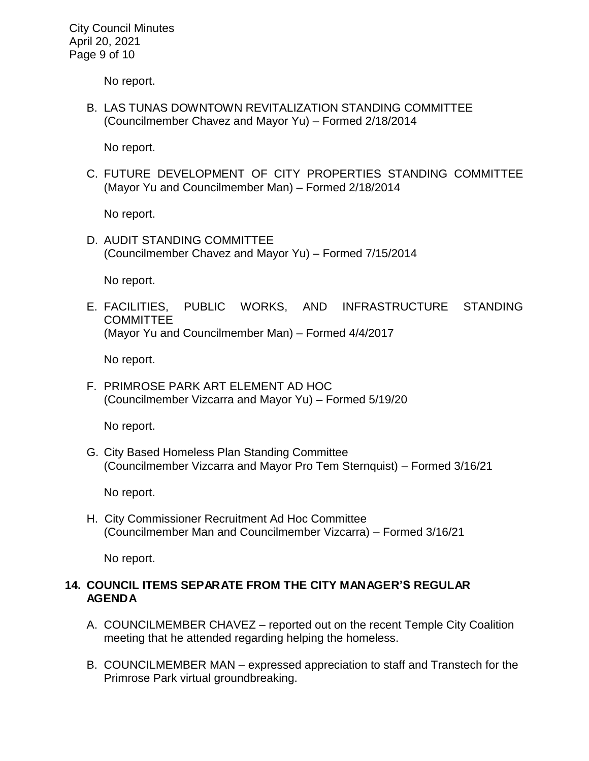No report.

B. LAS TUNAS DOWNTOWN REVITALIZATION STANDING COMMITTEE (Councilmember Chavez and Mayor Yu) – Formed 2/18/2014

   No report.

C. FUTURE DEVELOPMENT OF CITY PROPERTIES STANDING COMMITTEE (Mayor Yu and Councilmember Man) – Formed 2/18/2014

   No report.

D. AUDIT STANDING COMMITTEE (Councilmember Chavez and Mayor Yu) – Formed 7/15/2014

   No report.

E. FACILITIES, PUBLIC WORKS, AND INFRASTRUCTURE STANDING COMMITTEE (Mayor Yu and Councilmember Man) – Formed 4/4/2017

   No report.

F. PRIMROSE PARK ART ELEMENT AD HOC (Councilmember Vizcarra and Mayor Yu) – Formed 5/19/20

   No report.

G. City Based Homeless Plan Standing Committee (Councilmember Vizcarra and Mayor Pro Tem Sternquist) – Formed 3/16/21

   No report.

H. City Commissioner Recruitment Ad Hoc Committee (Councilmember Man and Councilmember Vizcarra) – Formed 3/16/21

   No report.

## 14. COUNCIL ITEMS SEPARATE FROM THE CITY MANAGER'S REGULAR AGENDA

A. COUNCILMEMBER CHAVEZ – reported out on the recent Temple City Coalition meeting that he attended regarding helping the homeless.

B. COUNCILMEMBER MAN – expressed appreciation to staff and Transtech for the Primrose Park virtual groundbreaking.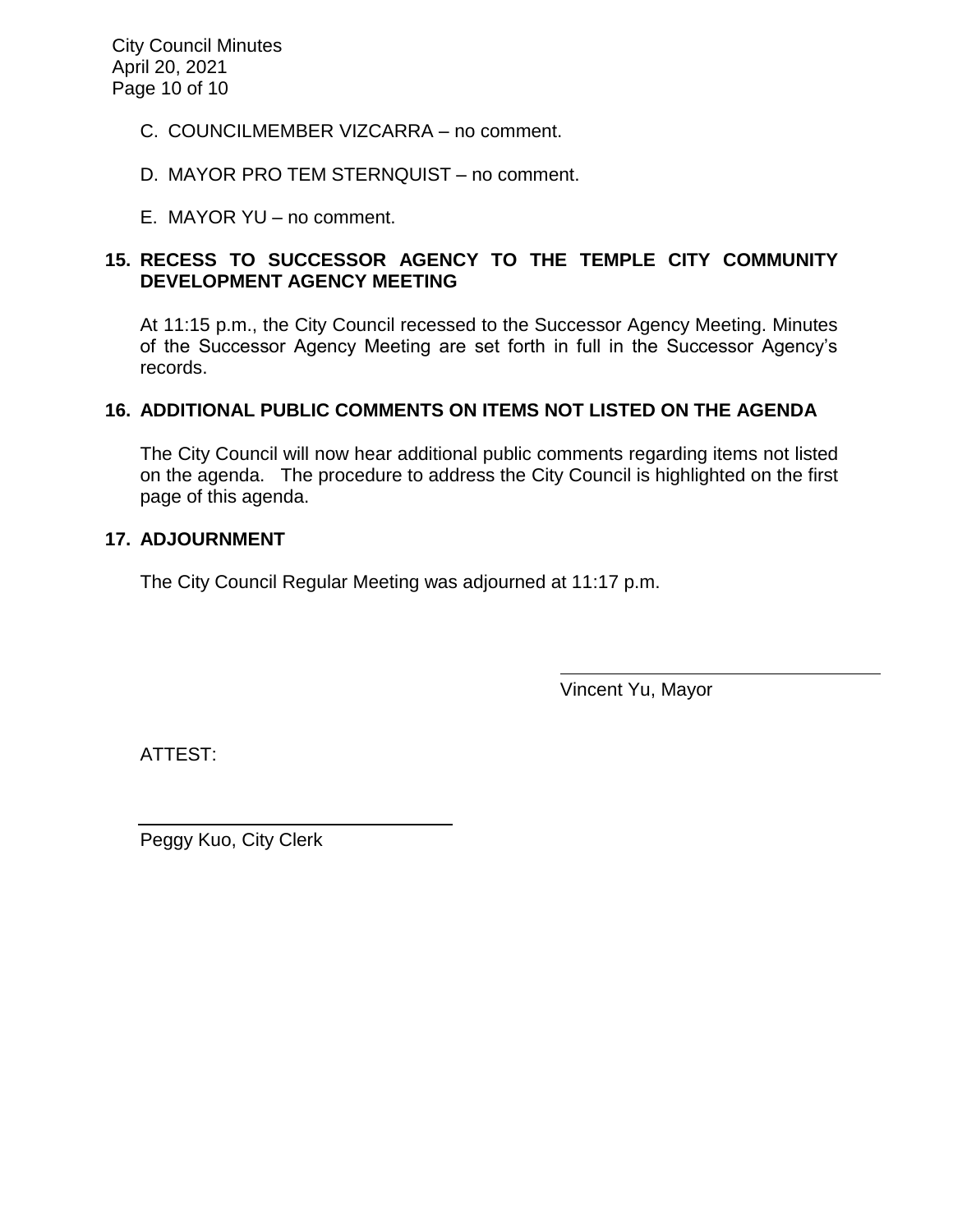C. COUNCILMEMBER VIZCARRA – no comment.

D. MAYOR PRO TEM STERNQUIST – no comment.

E. MAYOR YU – no comment.

## 15. RECESS TO SUCCESSOR AGENCY TO THE TEMPLE CITY COMMUNITY DEVELOPMENT AGENCY MEETING

At 11:15 p.m., the City Council recessed to the Successor Agency Meeting. Minutes of the Successor Agency Meeting are set forth in full in the Successor Agency's records.

## 16. ADDITIONAL PUBLIC COMMENTS ON ITEMS NOT LISTED ON THE AGENDA

The City Council will now hear additional public comments regarding items not listed on the agenda. The procedure to address the City Council is highlighted on the first page of this agenda.

## 17. ADJOURNMENT

The City Council Regular Meeting was adjourned at 11:17 p.m.

\_\_\_\_\_\_\_\_\_\_\_\_\_\_\_\_\_\_\_\_\_\_\_\_\_\_\_\_\_\_

Vincent Yu, Mayor

ATTEST:

\_\_\_\_\_\_\_\_\_\_\_\_\_\_\_\_\_\_\_\_\_\_\_\_\_\_\_\_\_\_

Peggy Kuo, City Clerk